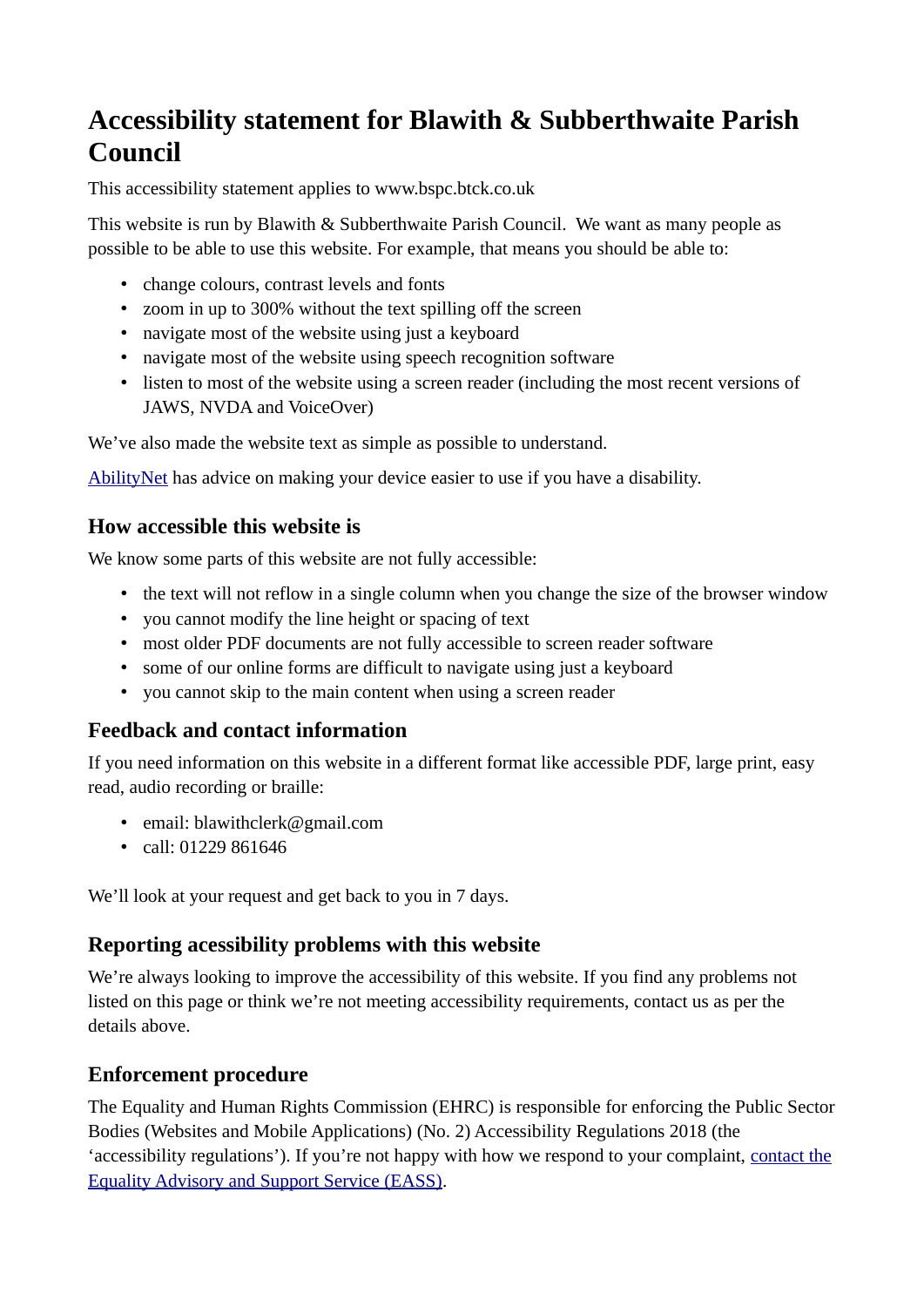# Accessibility statement for Blawith & Subberthwaite Parish Council

This accessibility statement applies to www.bspc.btck.co.uk

This website is run by Blawith & Subberthwaite Parish Council. We want as many people as possible to be able to use this website. For example, that means you should be able to:

- change colours, contrast levels and fonts
- zoom in up to 300% without the text spilling off the screen
- navigate most of the website using just a keyboard
- navigate most of the website using speech recognition software
- listen to most of the website using a screen reader (including the most recent versions of JAWS, NVDA and VoiceOver)

We've also made the website text as simple as possible to understand.

AbilityNet has advice on making your device easier to use if you have a disability.

## How accessible this website is

We know some parts of this website are not fully accessible:

- the text will not reflow in a single column when you change the size of the browser window
- you cannot modify the line height or spacing of text
- most older PDF documents are not fully accessible to screen reader software
- some of our online forms are difficult to navigate using just a keyboard
- you cannot skip to the main content when using a screen reader

## Feedback and contact information

If you need information on this website in a different format like accessible PDF, large print, easy read, audio recording or braille:

- email: blawithclerk@gmail.com
- call: 01229 861646

We'll look at your request and get back to you in 7 days.

## Reporting accessibility problems with this website

We're always looking to improve the accessibility of this website. If you find any problems not listed on this page or think we're not meeting accessibility requirements, contact us as per the details above.

## Enforcement procedure

The Equality and Human Rights Commission (EHRC) is responsible for enforcing the Public Sector Bodies (Websites and Mobile Applications) (No. 2) Accessibility Regulations 2018 (the 'accessibility regulations'). If you're not happy with how we respond to your complaint, contact the Equality Advisory and Support Service (EASS).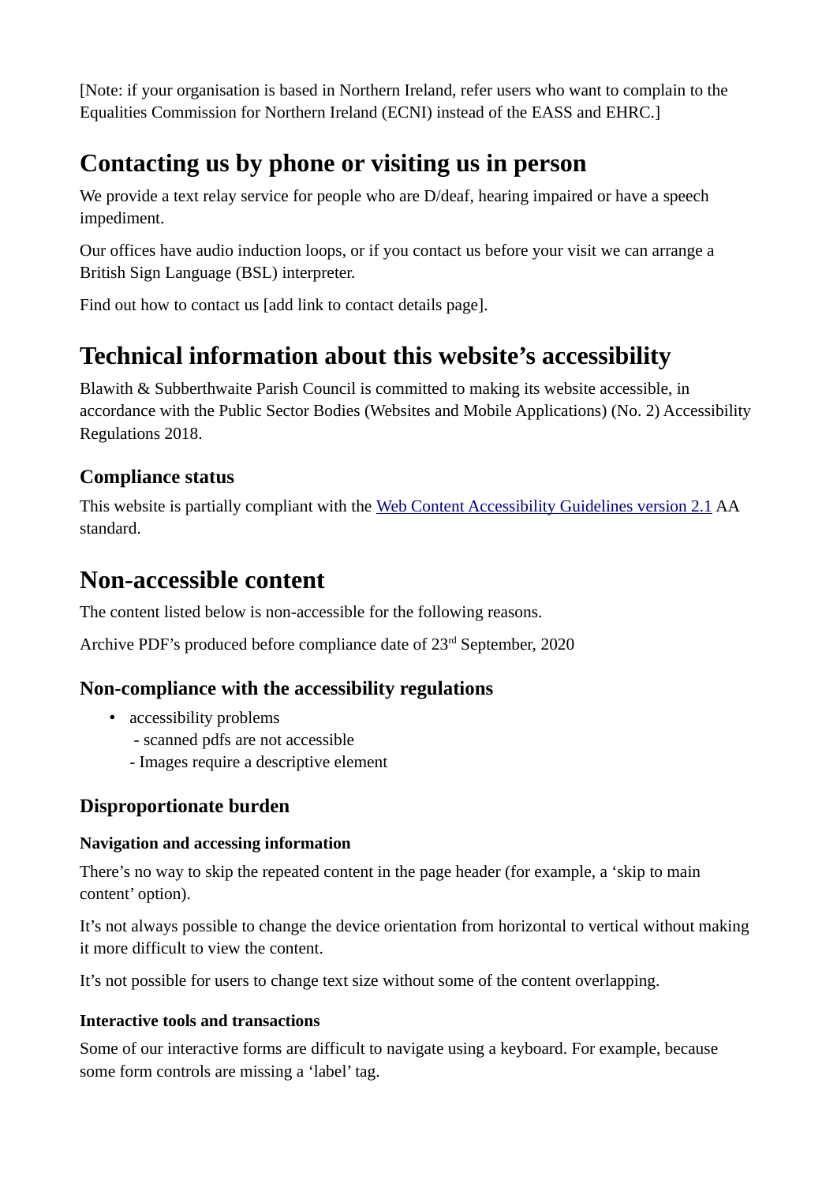[Note: if your organisation is based in Northern Ireland, refer users who want to complain to the Equalities Commission for Northern Ireland (ECNI) instead of the EASS and EHRC.]

# Contacting us by phone or visiting us in person

We provide a text relay service for people who are D/deaf, hearing impaired or have a speech impediment.

Our offices have audio induction loops, or if you contact us before your visit we can arrange a British Sign Language (BSL) interpreter.

Find out how to contact us [add link to contact details page].

# Technical information about this website's accessibility

Blawith & Subberthwaite Parish Council is committed to making its website accessible, in accordance with the Public Sector Bodies (Websites and Mobile Applications) (No. 2) Accessibility Regulations 2018.

## Compliance status

This website is partially compliant with the [Web Content Accessibility Guidelines version 2.1]() AA standard.

# Non-accessible content

The content listed below is non-accessible for the following reasons.

Archive PDF's produced before compliance date of 23rd September, 2020

## Non-compliance with the accessibility regulations

- accessibility problems
  - scanned pdfs are not accessible
  - Images require a descriptive element

## Disproportionate burden

### Navigation and accessing information

There's no way to skip the repeated content in the page header (for example, a 'skip to main content' option).

It's not always possible to change the device orientation from horizontal to vertical without making it more difficult to view the content.

It's not possible for users to change text size without some of the content overlapping.

### Interactive tools and transactions

Some of our interactive forms are difficult to navigate using a keyboard. For example, because some form controls are missing a 'label' tag.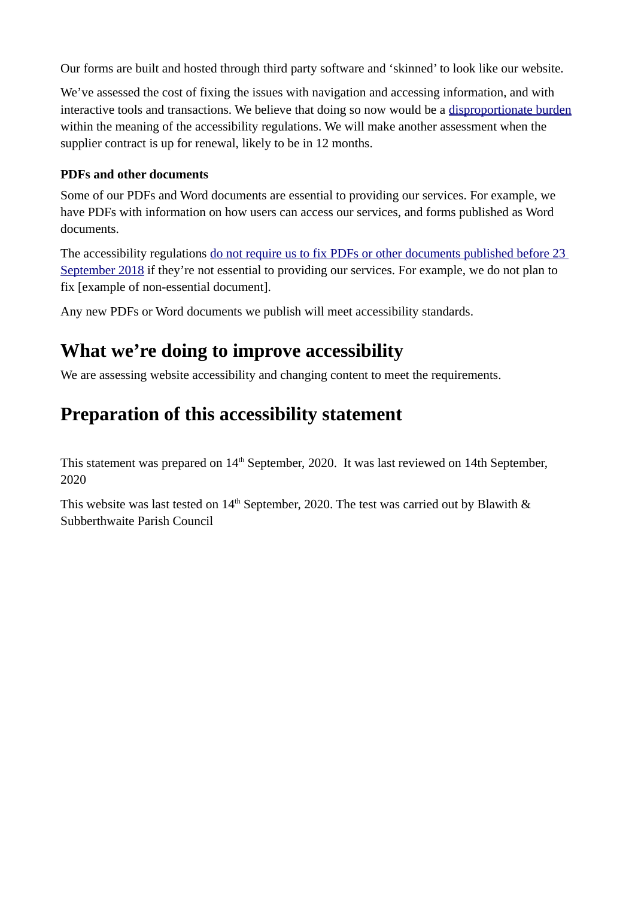Our forms are built and hosted through third party software and 'skinned' to look like our website.

We've assessed the cost of fixing the issues with navigation and accessing information, and with interactive tools and transactions. We believe that doing so now would be a disproportionate burden within the meaning of the accessibility regulations. We will make another assessment when the supplier contract is up for renewal, likely to be in 12 months.

### PDFs and other documents

Some of our PDFs and Word documents are essential to providing our services. For example, we have PDFs with information on how users can access our services, and forms published as Word documents.

The accessibility regulations do not require us to fix PDFs or other documents published before 23 September 2018 if they're not essential to providing our services. For example, we do not plan to fix [example of non-essential document].

Any new PDFs or Word documents we publish will meet accessibility standards.

## What we're doing to improve accessibility

We are assessing website accessibility and changing content to meet the requirements.

## Preparation of this accessibility statement

This statement was prepared on 14th September, 2020. It was last reviewed on 14th September, 2020

This website was last tested on 14th September, 2020. The test was carried out by Blawith & Subberthwaite Parish Council